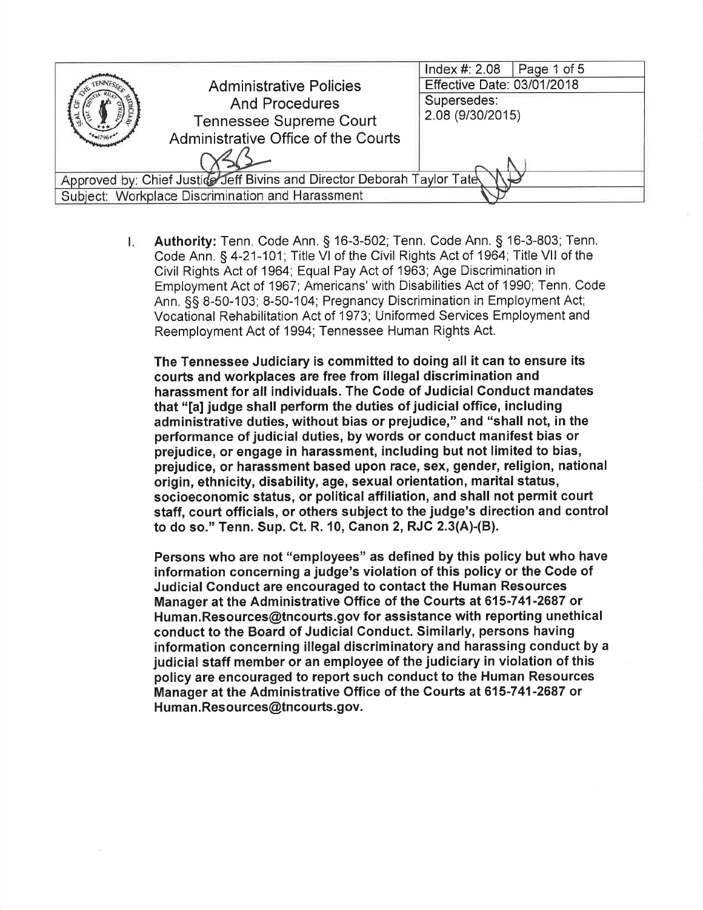| Administrative Policies And Procedures Tennessee Supreme Court Administrative Office of the Courts | Index #: 2.08 | Page 1 of 5 |
|---|---|---|
| | Effective Date: 03/01/2018 | |
| | Supersedes: 2.08 (9/30/2015) | |
| Approved by: Chief Justice Jeff Bivins and Director Deborah Taylor Tate | | |
| Subject: Workplace Discrimination and Harassment | | |

I. **Authority:** Tenn. Code Ann. § 16-3-502; Tenn. Code Ann. § 16-3-803; Tenn. Code Ann. § 4-21-101; Title VI of the Civil Rights Act of 1964; Title VII of the Civil Rights Act of 1964; Equal Pay Act of 1963; Age Discrimination in Employment Act of 1967; Americans' with Disabilities Act of 1990; Tenn. Code Ann. §§ 8-50-103; 8-50-104; Pregnancy Discrimination in Employment Act; Vocational Rehabilitation Act of 1973; Uniformed Services Employment and Reemployment Act of 1994; Tennessee Human Rights Act.

**The Tennessee Judiciary is committed to doing all it can to ensure its courts and workplaces are free from illegal discrimination and harassment for all individuals. The Code of Judicial Conduct mandates that "[a] judge shall perform the duties of judicial office, including administrative duties, without bias or prejudice," and "shall not, in the performance of judicial duties, by words or conduct manifest bias or prejudice, or engage in harassment, including but not limited to bias, prejudice, or harassment based upon race, sex, gender, religion, national origin, ethnicity, disability, age, sexual orientation, marital status, socioeconomic status, or political affiliation, and shall not permit court staff, court officials, or others subject to the judge's direction and control to do so." Tenn. Sup. Ct. R. 10, Canon 2, RJC 2.3(A)-(B).**

**Persons who are not "employees" as defined by this policy but who have information concerning a judge's violation of this policy or the Code of Judicial Conduct are encouraged to contact the Human Resources Manager at the Administrative Office of the Courts at 615-741-2687 or Human.Resources@tncourts.gov for assistance with reporting unethical conduct to the Board of Judicial Conduct. Similarly, persons having information concerning illegal discriminatory and harassing conduct by a judicial staff member or an employee of the judiciary in violation of this policy are encouraged to report such conduct to the Human Resources Manager at the Administrative Office of the Courts at 615-741-2687 or Human.Resources@tncourts.gov.**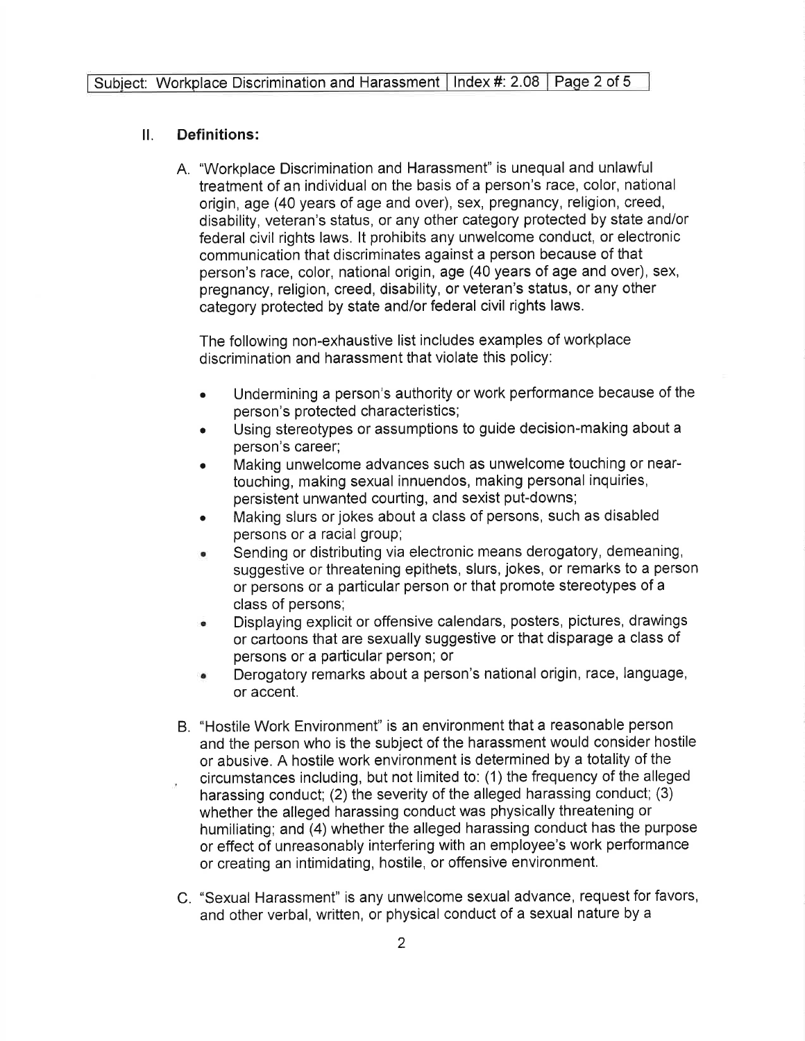## II. Definitions:

A. "Workplace Discrimination and Harassment" is unequal and unlawful treatment of an individual on the basis of a person's race, color, national origin, age (40 years of age and over), sex, pregnancy, religion, creed, disability, veteran's status, or any other category protected by state and/or federal civil rights laws. It prohibits any unwelcome conduct, or electronic communication that discriminates against a person because of that person's race, color, national origin, age (40 years of age and over), sex, pregnancy, religion, creed, disability, or veteran's status, or any other category protected by state and/or federal civil rights laws.

   The following non-exhaustive list includes examples of workplace discrimination and harassment that violate this policy:

   - Undermining a person's authority or work performance because of the person's protected characteristics;
   - Using stereotypes or assumptions to guide decision-making about a person's career;
   - Making unwelcome advances such as unwelcome touching or near-touching, making sexual innuendos, making personal inquiries, persistent unwanted courting, and sexist put-downs;
   - Making slurs or jokes about a class of persons, such as disabled persons or a racial group;
   - Sending or distributing via electronic means derogatory, demeaning, suggestive or threatening epithets, slurs, jokes, or remarks to a person or persons or a particular person or that promote stereotypes of a class of persons;
   - Displaying explicit or offensive calendars, posters, pictures, drawings or cartoons that are sexually suggestive or that disparage a class of persons or a particular person; or
   - Derogatory remarks about a person's national origin, race, language, or accent.

B. "Hostile Work Environment" is an environment that a reasonable person and the person who is the subject of the harassment would consider hostile or abusive. A hostile work environment is determined by a totality of the circumstances including, but not limited to: (1) the frequency of the alleged harassing conduct; (2) the severity of the alleged harassing conduct; (3) whether the alleged harassing conduct was physically threatening or humiliating; and (4) whether the alleged harassing conduct has the purpose or effect of unreasonably interfering with an employee's work performance or creating an intimidating, hostile, or offensive environment.

C. "Sexual Harassment" is any unwelcome sexual advance, request for favors, and other verbal, written, or physical conduct of a sexual nature by a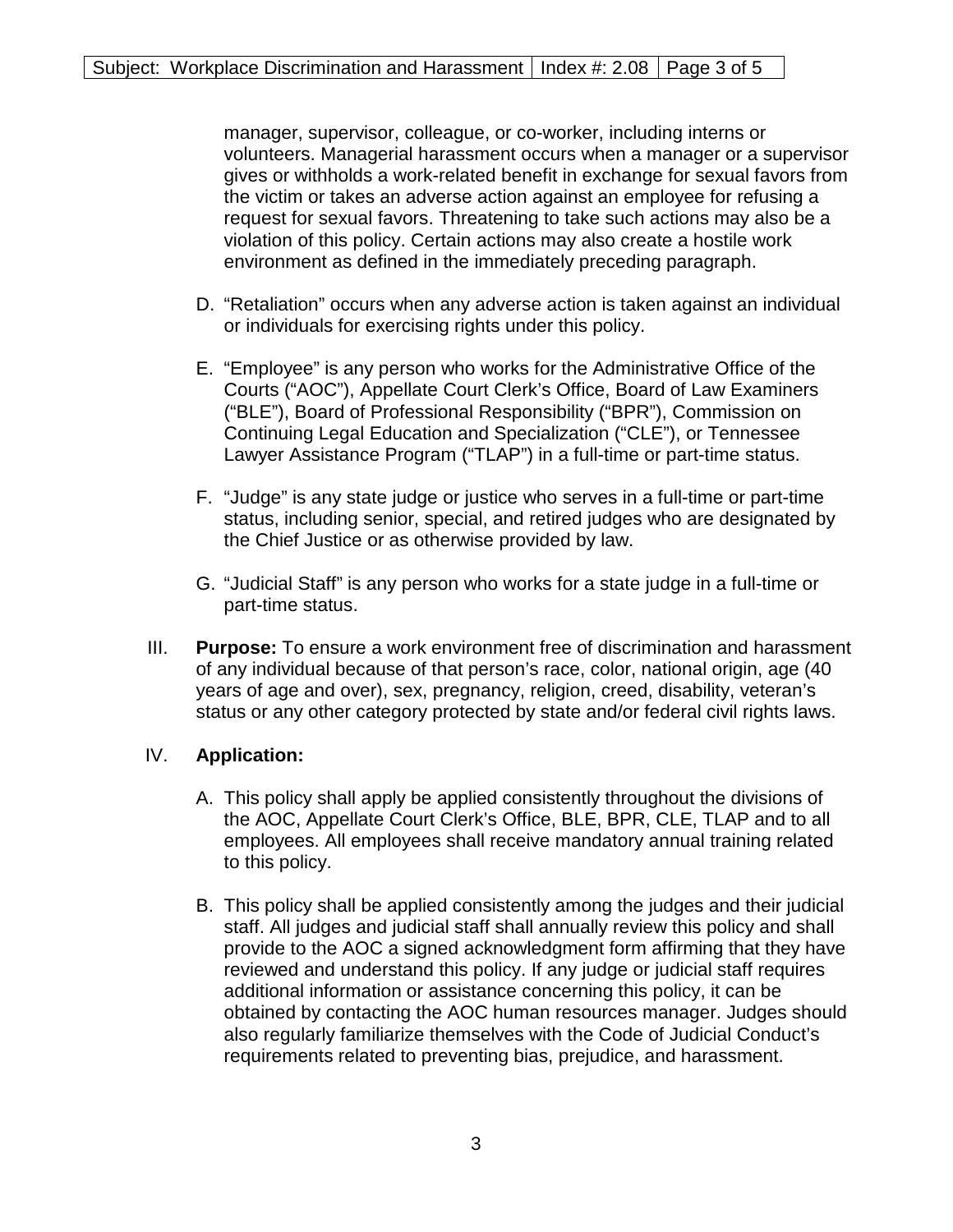manager, supervisor, colleague, or co-worker, including interns or volunteers. Managerial harassment occurs when a manager or a supervisor gives or withholds a work-related benefit in exchange for sexual favors from the victim or takes an adverse action against an employee for refusing a request for sexual favors. Threatening to take such actions may also be a violation of this policy. Certain actions may also create a hostile work environment as defined in the immediately preceding paragraph.

D. "Retaliation" occurs when any adverse action is taken against an individual or individuals for exercising rights under this policy.

E. "Employee" is any person who works for the Administrative Office of the Courts ("AOC"), Appellate Court Clerk's Office, Board of Law Examiners ("BLE"), Board of Professional Responsibility ("BPR"), Commission on Continuing Legal Education and Specialization ("CLE"), or Tennessee Lawyer Assistance Program ("TLAP") in a full-time or part-time status.

F. "Judge" is any state judge or justice who serves in a full-time or part-time status, including senior, special, and retired judges who are designated by the Chief Justice or as otherwise provided by law.

G. "Judicial Staff" is any person who works for a state judge in a full-time or part-time status.

III. **Purpose:** To ensure a work environment free of discrimination and harassment of any individual because of that person's race, color, national origin, age (40 years of age and over), sex, pregnancy, religion, creed, disability, veteran's status or any other category protected by state and/or federal civil rights laws.

IV. **Application:**

A. This policy shall apply be applied consistently throughout the divisions of the AOC, Appellate Court Clerk's Office, BLE, BPR, CLE, TLAP and to all employees. All employees shall receive mandatory annual training related to this policy.

B. This policy shall be applied consistently among the judges and their judicial staff. All judges and judicial staff shall annually review this policy and shall provide to the AOC a signed acknowledgment form affirming that they have reviewed and understand this policy. If any judge or judicial staff requires additional information or assistance concerning this policy, it can be obtained by contacting the AOC human resources manager. Judges should also regularly familiarize themselves with the Code of Judicial Conduct's requirements related to preventing bias, prejudice, and harassment.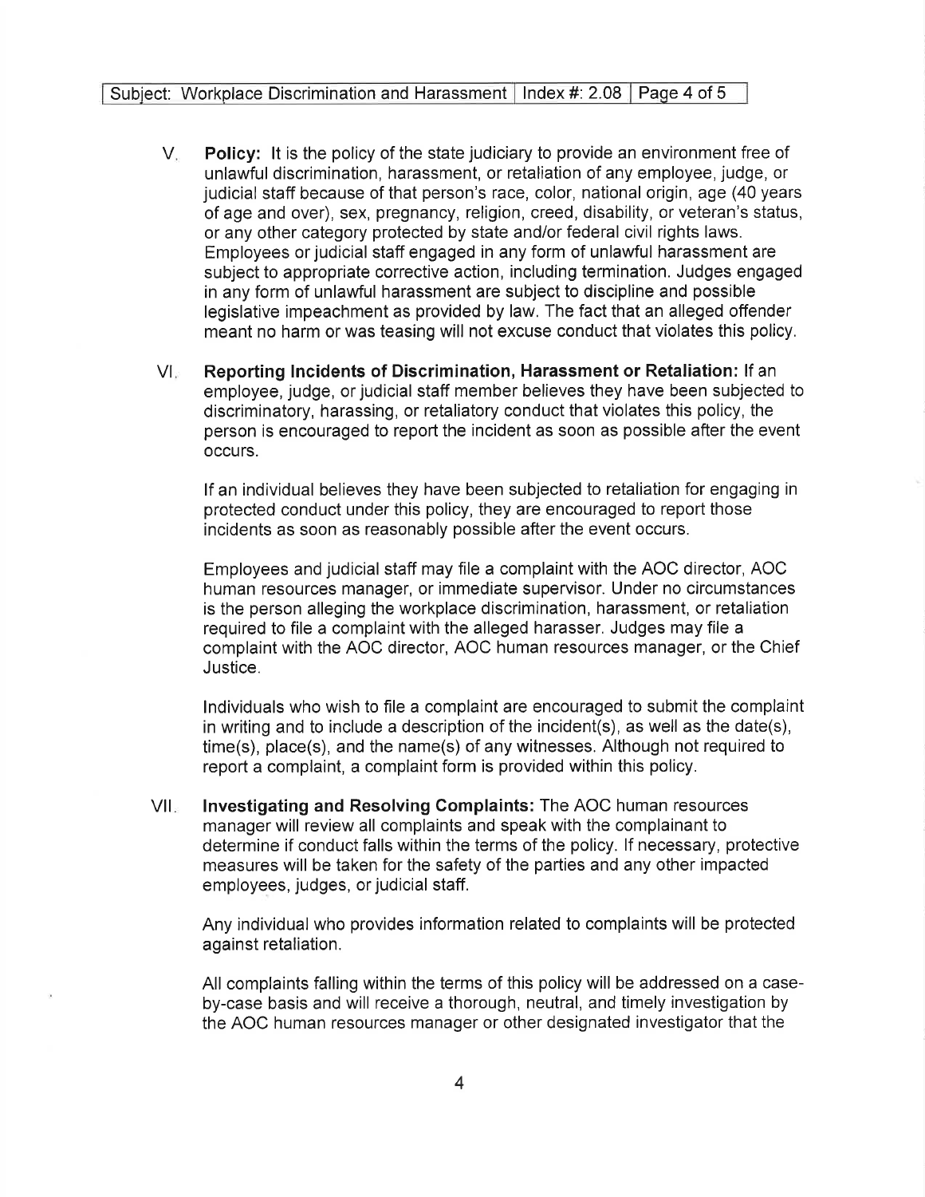V. **Policy:** It is the policy of the state judiciary to provide an environment free of unlawful discrimination, harassment, or retaliation of any employee, judge, or judicial staff because of that person's race, color, national origin, age (40 years of age and over), sex, pregnancy, religion, creed, disability, or veteran's status, or any other category protected by state and/or federal civil rights laws. Employees or judicial staff engaged in any form of unlawful harassment are subject to appropriate corrective action, including termination. Judges engaged in any form of unlawful harassment are subject to discipline and possible legislative impeachment as provided by law. The fact that an alleged offender meant no harm or was teasing will not excuse conduct that violates this policy.

VI. **Reporting Incidents of Discrimination, Harassment or Retaliation:** If an employee, judge, or judicial staff member believes they have been subjected to discriminatory, harassing, or retaliatory conduct that violates this policy, the person is encouraged to report the incident as soon as possible after the event occurs.

If an individual believes they have been subjected to retaliation for engaging in protected conduct under this policy, they are encouraged to report those incidents as soon as reasonably possible after the event occurs.

Employees and judicial staff may file a complaint with the AOC director, AOC human resources manager, or immediate supervisor. Under no circumstances is the person alleging the workplace discrimination, harassment, or retaliation required to file a complaint with the alleged harasser. Judges may file a complaint with the AOC director, AOC human resources manager, or the Chief Justice.

Individuals who wish to file a complaint are encouraged to submit the complaint in writing and to include a description of the incident(s), as well as the date(s), time(s), place(s), and the name(s) of any witnesses. Although not required to report a complaint, a complaint form is provided within this policy.

VII. **Investigating and Resolving Complaints:** The AOC human resources manager will review all complaints and speak with the complainant to determine if conduct falls within the terms of the policy. If necessary, protective measures will be taken for the safety of the parties and any other impacted employees, judges, or judicial staff.

Any individual who provides information related to complaints will be protected against retaliation.

All complaints falling within the terms of this policy will be addressed on a case-by-case basis and will receive a thorough, neutral, and timely investigation by the AOC human resources manager or other designated investigator that the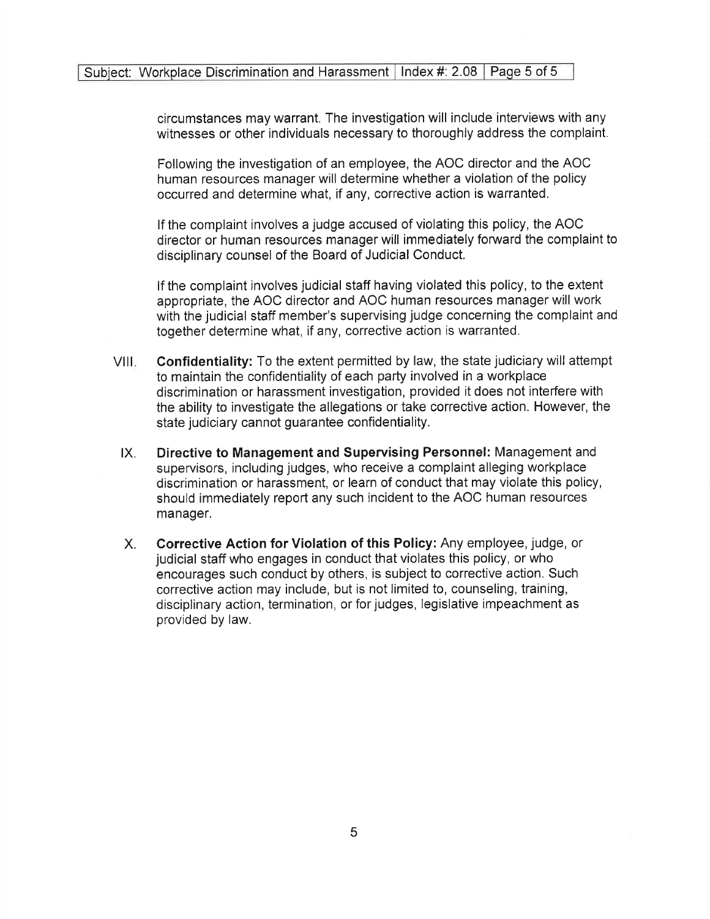circumstances may warrant. The investigation will include interviews with any witnesses or other individuals necessary to thoroughly address the complaint.

Following the investigation of an employee, the AOC director and the AOC human resources manager will determine whether a violation of the policy occurred and determine what, if any, corrective action is warranted.

If the complaint involves a judge accused of violating this policy, the AOC director or human resources manager will immediately forward the complaint to disciplinary counsel of the Board of Judicial Conduct.

If the complaint involves judicial staff having violated this policy, to the extent appropriate, the AOC director and AOC human resources manager will work with the judicial staff member's supervising judge concerning the complaint and together determine what, if any, corrective action is warranted.

VIII. **Confidentiality:** To the extent permitted by law, the state judiciary will attempt to maintain the confidentiality of each party involved in a workplace discrimination or harassment investigation, provided it does not interfere with the ability to investigate the allegations or take corrective action. However, the state judiciary cannot guarantee confidentiality.

IX. **Directive to Management and Supervising Personnel:** Management and supervisors, including judges, who receive a complaint alleging workplace discrimination or harassment, or learn of conduct that may violate this policy, should immediately report any such incident to the AOC human resources manager.

X. **Corrective Action for Violation of this Policy:** Any employee, judge, or judicial staff who engages in conduct that violates this policy, or who encourages such conduct by others, is subject to corrective action. Such corrective action may include, but is not limited to, counseling, training, disciplinary action, termination, or for judges, legislative impeachment as provided by law.